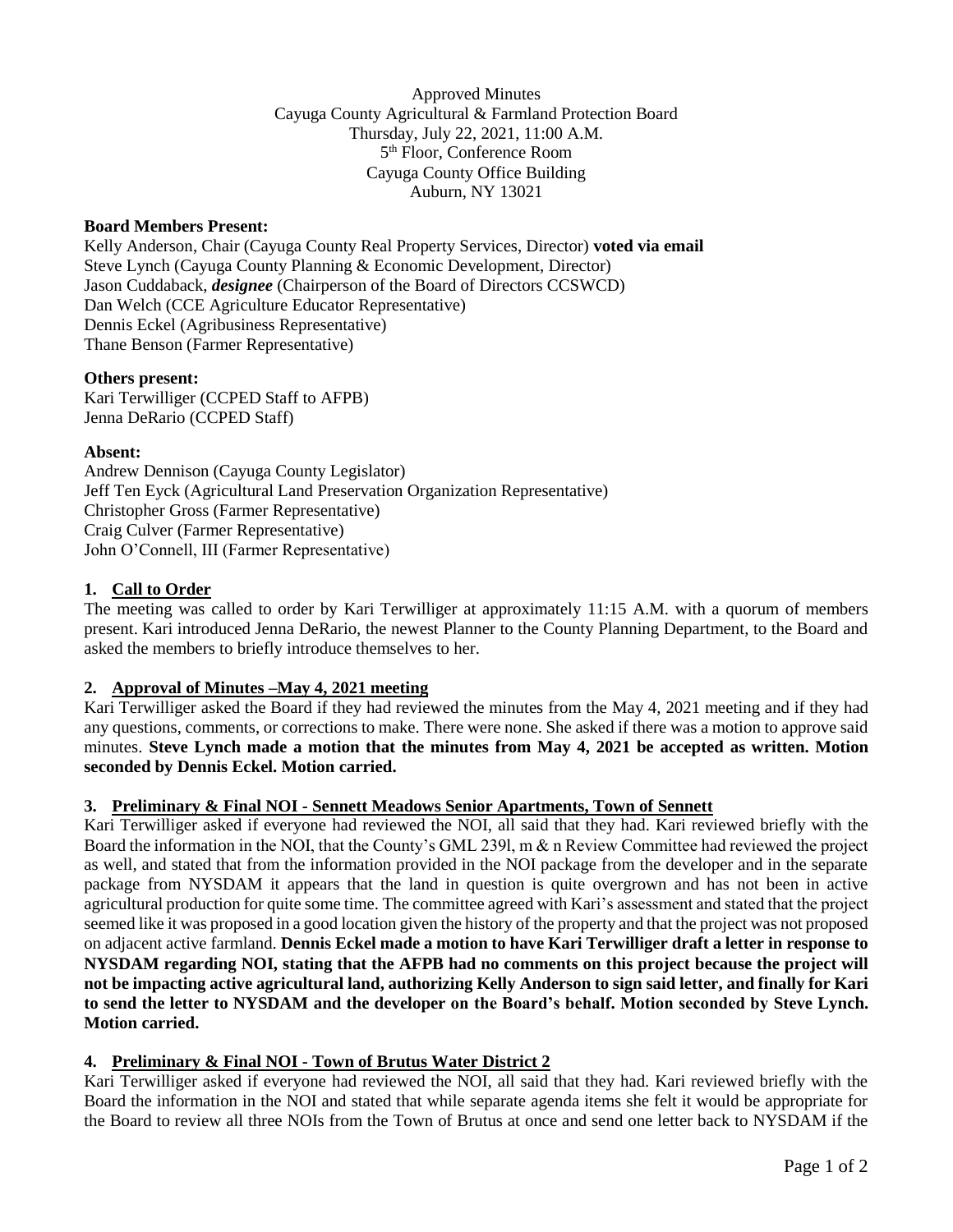Approved Minutes
Cayuga County Agricultural & Farmland Protection Board
Thursday, July 22, 2021, 11:00 A.M.
5th Floor, Conference Room
Cayuga County Office Building
Auburn, NY 13021

**Board Members Present:**

Kelly Anderson, Chair (Cayuga County Real Property Services, Director) **voted via email**
Steve Lynch (Cayuga County Planning & Economic Development, Director)
Jason Cuddaback, ***designee*** (Chairperson of the Board of Directors CCSWCD)
Dan Welch (CCE Agriculture Educator Representative)
Dennis Eckel (Agribusiness Representative)
Thane Benson (Farmer Representative)

**Others present:**

Kari Terwilliger (CCPED Staff to AFPB)
Jenna DeRario (CCPED Staff)

**Absent:**

Andrew Dennison (Cayuga County Legislator)
Jeff Ten Eyck (Agricultural Land Preservation Organization Representative)
Christopher Gross (Farmer Representative)
Craig Culver (Farmer Representative)
John O'Connell, III (Farmer Representative)

## 1. Call to Order

The meeting was called to order by Kari Terwilliger at approximately 11:15 A.M. with a quorum of members present. Kari introduced Jenna DeRario, the newest Planner to the County Planning Department, to the Board and asked the members to briefly introduce themselves to her.

## 2. Approval of Minutes –May 4, 2021 meeting

Kari Terwilliger asked the Board if they had reviewed the minutes from the May 4, 2021 meeting and if they had any questions, comments, or corrections to make. There were none. She asked if there was a motion to approve said minutes. **Steve Lynch made a motion that the minutes from May 4, 2021 be accepted as written. Motion seconded by Dennis Eckel. Motion carried.**

## 3. Preliminary & Final NOI - Sennett Meadows Senior Apartments, Town of Sennett

Kari Terwilliger asked if everyone had reviewed the NOI, all said that they had. Kari reviewed briefly with the Board the information in the NOI, that the County's GML 239l, m & n Review Committee had reviewed the project as well, and stated that from the information provided in the NOI package from the developer and in the separate package from NYSDAM it appears that the land in question is quite overgrown and has not been in active agricultural production for quite some time. The committee agreed with Kari's assessment and stated that the project seemed like it was proposed in a good location given the history of the property and that the project was not proposed on adjacent active farmland. **Dennis Eckel made a motion to have Kari Terwilliger draft a letter in response to NYSDAM regarding NOI, stating that the AFPB had no comments on this project because the project will not be impacting active agricultural land, authorizing Kelly Anderson to sign said letter, and finally for Kari to send the letter to NYSDAM and the developer on the Board's behalf. Motion seconded by Steve Lynch. Motion carried.**

## 4. Preliminary & Final NOI - Town of Brutus Water District 2

Kari Terwilliger asked if everyone had reviewed the NOI, all said that they had. Kari reviewed briefly with the Board the information in the NOI and stated that while separate agenda items she felt it would be appropriate for the Board to review all three NOIs from the Town of Brutus at once and send one letter back to NYSDAM if the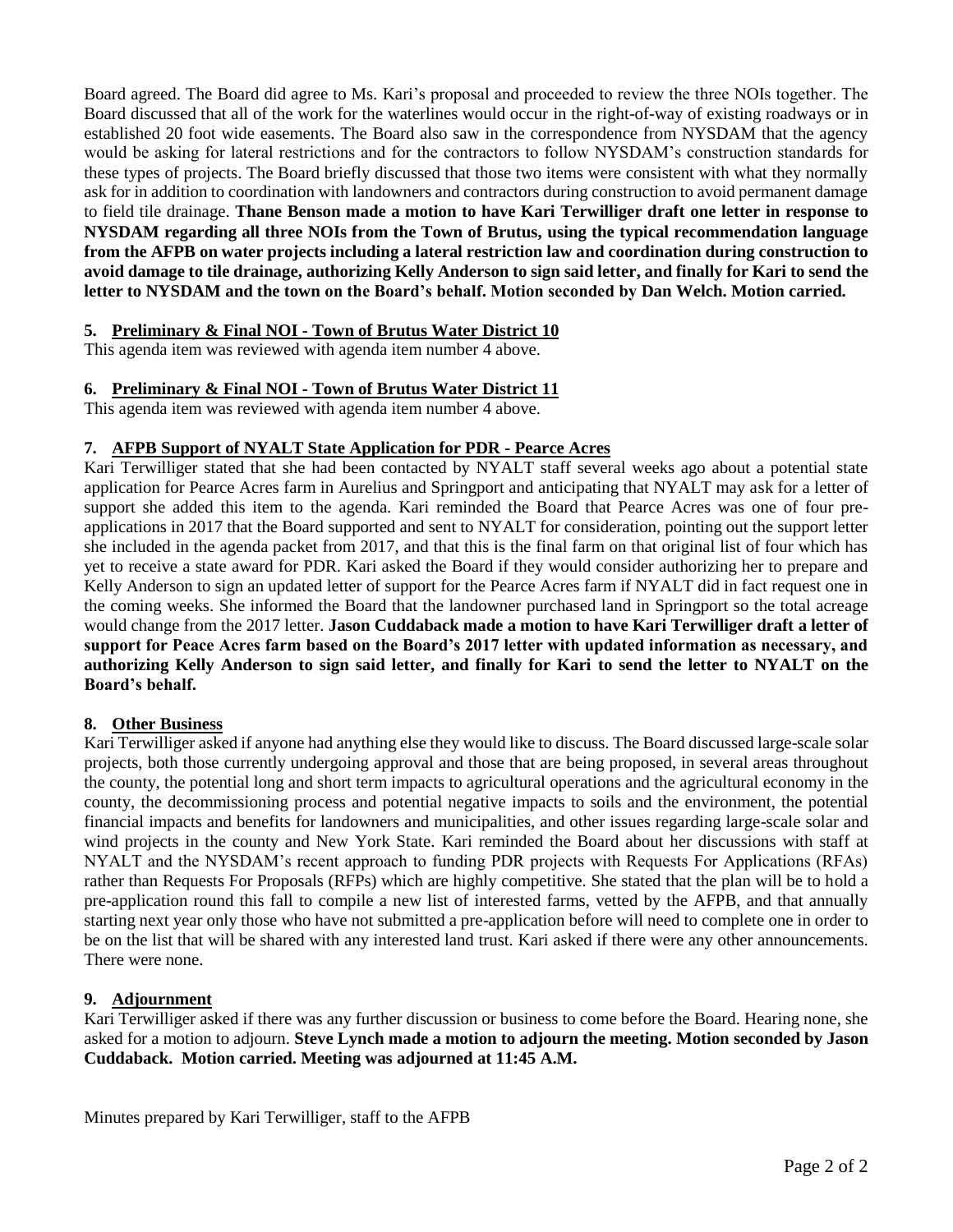Board agreed. The Board did agree to Ms. Kari's proposal and proceeded to review the three NOIs together. The Board discussed that all of the work for the waterlines would occur in the right-of-way of existing roadways or in established 20 foot wide easements. The Board also saw in the correspondence from NYSDAM that the agency would be asking for lateral restrictions and for the contractors to follow NYSDAM's construction standards for these types of projects. The Board briefly discussed that those two items were consistent with what they normally ask for in addition to coordination with landowners and contractors during construction to avoid permanent damage to field tile drainage. **Thane Benson made a motion to have Kari Terwilliger draft one letter in response to NYSDAM regarding all three NOIs from the Town of Brutus, using the typical recommendation language from the AFPB on water projects including a lateral restriction law and coordination during construction to avoid damage to tile drainage, authorizing Kelly Anderson to sign said letter, and finally for Kari to send the letter to NYSDAM and the town on the Board's behalf. Motion seconded by Dan Welch. Motion carried.**

## 5. Preliminary & Final NOI - Town of Brutus Water District 10

This agenda item was reviewed with agenda item number 4 above.

## 6. Preliminary & Final NOI - Town of Brutus Water District 11

This agenda item was reviewed with agenda item number 4 above.

## 7. AFPB Support of NYALT State Application for PDR - Pearce Acres

Kari Terwilliger stated that she had been contacted by NYALT staff several weeks ago about a potential state application for Pearce Acres farm in Aurelius and Springport and anticipating that NYALT may ask for a letter of support she added this item to the agenda. Kari reminded the Board that Pearce Acres was one of four pre-applications in 2017 that the Board supported and sent to NYALT for consideration, pointing out the support letter she included in the agenda packet from 2017, and that this is the final farm on that original list of four which has yet to receive a state award for PDR. Kari asked the Board if they would consider authorizing her to prepare and Kelly Anderson to sign an updated letter of support for the Pearce Acres farm if NYALT did in fact request one in the coming weeks. She informed the Board that the landowner purchased land in Springport so the total acreage would change from the 2017 letter. **Jason Cuddaback made a motion to have Kari Terwilliger draft a letter of support for Peace Acres farm based on the Board's 2017 letter with updated information as necessary, and authorizing Kelly Anderson to sign said letter, and finally for Kari to send the letter to NYALT on the Board's behalf.**

## 8. Other Business

Kari Terwilliger asked if anyone had anything else they would like to discuss. The Board discussed large-scale solar projects, both those currently undergoing approval and those that are being proposed, in several areas throughout the county, the potential long and short term impacts to agricultural operations and the agricultural economy in the county, the decommissioning process and potential negative impacts to soils and the environment, the potential financial impacts and benefits for landowners and municipalities, and other issues regarding large-scale solar and wind projects in the county and New York State. Kari reminded the Board about her discussions with staff at NYALT and the NYSDAM's recent approach to funding PDR projects with Requests For Applications (RFAs) rather than Requests For Proposals (RFPs) which are highly competitive. She stated that the plan will be to hold a pre-application round this fall to compile a new list of interested farms, vetted by the AFPB, and that annually starting next year only those who have not submitted a pre-application before will need to complete one in order to be on the list that will be shared with any interested land trust. Kari asked if there were any other announcements. There were none.

## 9. Adjournment

Kari Terwilliger asked if there was any further discussion or business to come before the Board. Hearing none, she asked for a motion to adjourn. **Steve Lynch made a motion to adjourn the meeting. Motion seconded by Jason Cuddaback. Motion carried. Meeting was adjourned at 11:45 A.M.**

Minutes prepared by Kari Terwilliger, staff to the AFPB